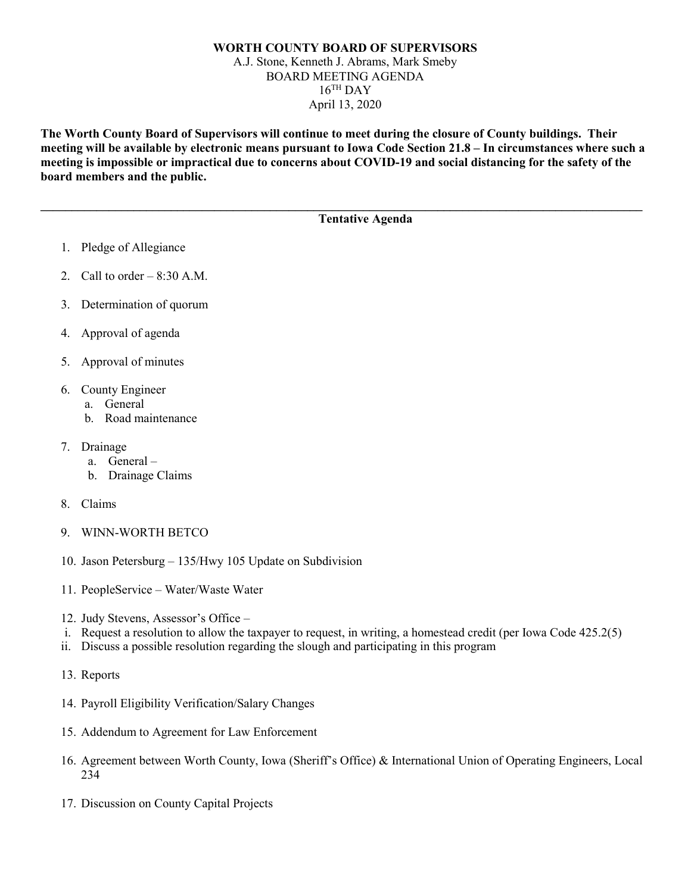# WORTH COUNTY BOARD OF SUPERVISORS

A.J. Stone, Kenneth J. Abrams, Mark Smeby
BOARD MEETING AGENDA
16TH DAY
April 13, 2020

**The Worth County Board of Supervisors will continue to meet during the closure of County buildings. Their meeting will be available by electronic means pursuant to Iowa Code Section 21.8 – In circumstances where such a meeting is impossible or impractical due to concerns about COVID-19 and social distancing for the safety of the board members and the public.**

---

## Tentative Agenda

1. Pledge of Allegiance
2. Call to order – 8:30 A.M.
3. Determination of quorum
4. Approval of agenda
5. Approval of minutes
6. County Engineer
   a. General
   b. Road maintenance
7. Drainage
   a. General –
   b. Drainage Claims
8. Claims
9. WINN-WORTH BETCO
10. Jason Petersburg – 135/Hwy 105 Update on Subdivision
11. PeopleService – Water/Waste Water
12. Judy Stevens, Assessor's Office –
    i. Request a resolution to allow the taxpayer to request, in writing, a homestead credit (per Iowa Code 425.2(5)
    ii. Discuss a possible resolution regarding the slough and participating in this program
13. Reports
14. Payroll Eligibility Verification/Salary Changes
15. Addendum to Agreement for Law Enforcement
16. Agreement between Worth County, Iowa (Sheriff's Office) & International Union of Operating Engineers, Local 234
17. Discussion on County Capital Projects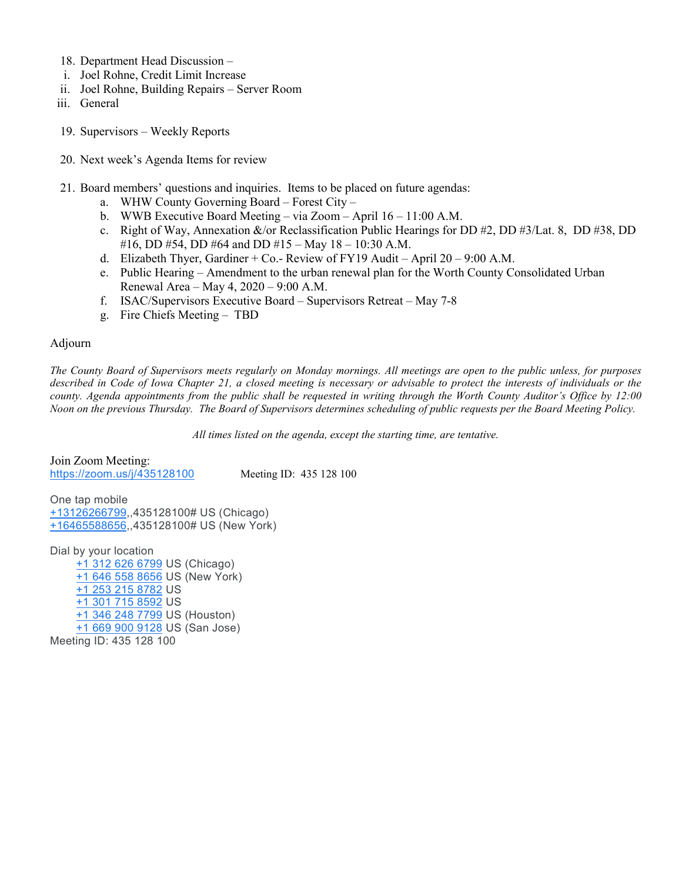18. Department Head Discussion –
    i. Joel Rohne, Credit Limit Increase
    ii. Joel Rohne, Building Repairs – Server Room
    iii. General

19. Supervisors – Weekly Reports

20. Next week's Agenda Items for review

21. Board members' questions and inquiries. Items to be placed on future agendas:
    a. WHW County Governing Board – Forest City –
    b. WWB Executive Board Meeting – via Zoom – April 16 – 11:00 A.M.
    c. Right of Way, Annexation &/or Reclassification Public Hearings for DD #2, DD #3/Lat. 8, DD #38, DD #16, DD #54, DD #64 and DD #15 – May 18 – 10:30 A.M.
    d. Elizabeth Thyer, Gardiner + Co.- Review of FY19 Audit – April 20 – 9:00 A.M.
    e. Public Hearing – Amendment to the urban renewal plan for the Worth County Consolidated Urban Renewal Area – May 4, 2020 – 9:00 A.M.
    f. ISAC/Supervisors Executive Board – Supervisors Retreat – May 7-8
    g. Fire Chiefs Meeting – TBD

Adjourn

*The County Board of Supervisors meets regularly on Monday mornings. All meetings are open to the public unless, for purposes described in Code of Iowa Chapter 21, a closed meeting is necessary or advisable to protect the interests of individuals or the county. Agenda appointments from the public shall be requested in writing through the Worth County Auditor's Office by 12:00 Noon on the previous Thursday. The Board of Supervisors determines scheduling of public requests per the Board Meeting Policy.*

*All times listed on the agenda, except the starting time, are tentative.*

Join Zoom Meeting:
https://zoom.us/j/435128100 Meeting ID: 435 128 100

One tap mobile
+13126266799,,435128100# US (Chicago)
+16465588656,,435128100# US (New York)

Dial by your location
+1 312 626 6799 US (Chicago)
+1 646 558 8656 US (New York)
+1 253 215 8782 US
+1 301 715 8592 US
+1 346 248 7799 US (Houston)
+1 669 900 9128 US (San Jose)
Meeting ID: 435 128 100